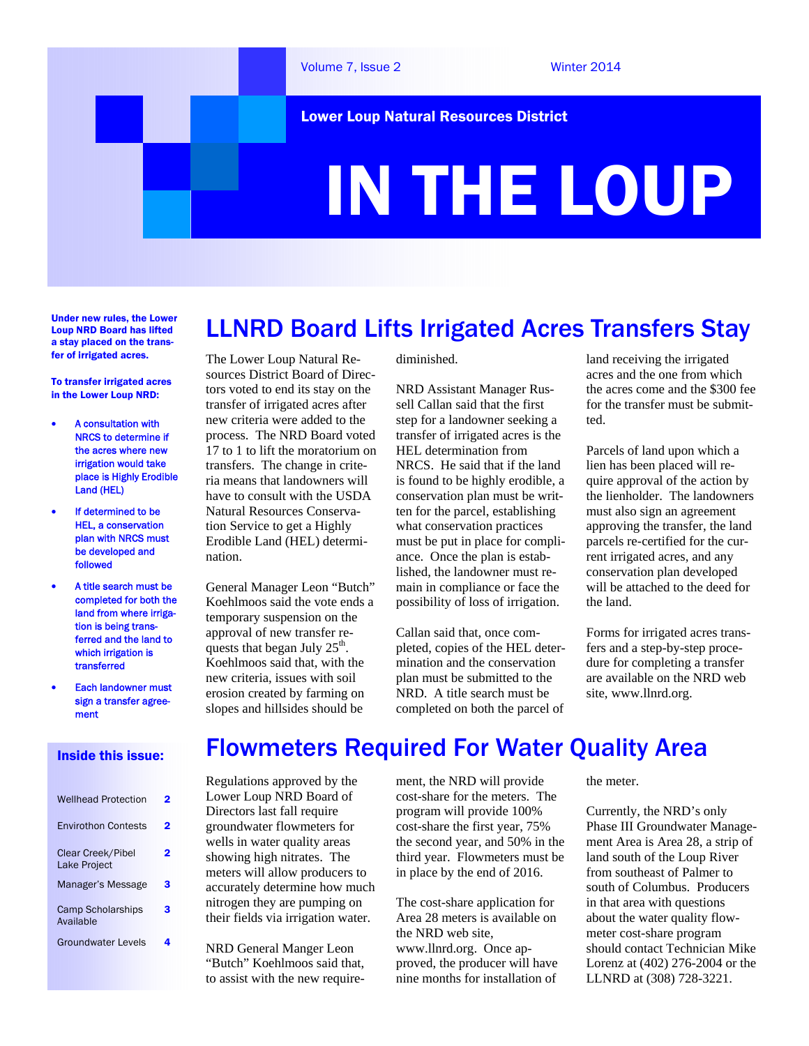Volume 7, Issue 2 — Winter 2014

Lower Loup Natural Resources District

# IN THE LOUP

**Under new rules, the Lower Loup NRD Board has lifted a stay placed on the transfer of irrigated acres.**

**To transfer irrigated acres in the Lower Loup NRD:**

- A consultation with NRCS to determine if the acres where new irrigation would take place is Highly Erodible Land (HEL)
- If determined to be HEL, a conservation plan with NRCS must be developed and followed
- A title search must be completed for both the land from where irrigation is being transferred and the land to which irrigation is transferred
- Each landowner must sign a transfer agreement

**Inside this issue:**

| | |
|---|---|
| Wellhead Protection | 2 |
| Envirothon Contests | 2 |
| Clear Creek/Pibel Lake Project | 2 |
| Manager's Message | 3 |
| Camp Scholarships Available | 3 |
| Groundwater Levels | 4 |

## LLNRD Board Lifts Irrigated Acres Transfers Stay

The Lower Loup Natural Resources District Board of Directors voted to end its stay on the transfer of irrigated acres after new criteria were added to the process. The NRD Board voted 17 to 1 to lift the moratorium on transfers. The change in criteria means that landowners will have to consult with the USDA Natural Resources Conservation Service to get a Highly Erodible Land (HEL) determination.

General Manager Leon "Butch" Koehlmoos said the vote ends a temporary suspension on the approval of new transfer requests that began July 25th. Koehlmoos said that, with the new criteria, issues with soil erosion created by farming on slopes and hillsides should be diminished.

NRD Assistant Manager Russell Callan said that the first step for a landowner seeking a transfer of irrigated acres is the HEL determination from NRCS. He said that if the land is found to be highly erodible, a conservation plan must be written for the parcel, establishing what conservation practices must be put in place for compliance. Once the plan is established, the landowner must remain in compliance or face the possibility of loss of irrigation.

Callan said that, once completed, copies of the HEL determination and the conservation plan must be submitted to the NRD. A title search must be completed on both the parcel of land receiving the irrigated acres and the one from which the acres come and the $300 fee for the transfer must be submitted.

Parcels of land upon which a lien has been placed will require approval of the action by the lienholder. The landowners must also sign an agreement approving the transfer, the land parcels re-certified for the current irrigated acres, and any conservation plan developed will be attached to the deed for the land.

Forms for irrigated acres transfers and a step-by-step procedure for completing a transfer are available on the NRD web site, www.llnrd.org.

## Flowmeters Required For Water Quality Area

Regulations approved by the Lower Loup NRD Board of Directors last fall require groundwater flowmeters for wells in water quality areas showing high nitrates. The meters will allow producers to accurately determine how much nitrogen they are pumping on their fields via irrigation water.

NRD General Manger Leon "Butch" Koehlmoos said that, to assist with the new requirement, the NRD will provide cost-share for the meters. The program will provide 100% cost-share the first year, 75% the second year, and 50% in the third year. Flowmeters must be in place by the end of 2016.

The cost-share application for Area 28 meters is available on the NRD web site, www.llnrd.org. Once approved, the producer will have nine months for installation of the meter.

Currently, the NRD's only Phase III Groundwater Management Area is Area 28, a strip of land south of the Loup River from southeast of Palmer to south of Columbus. Producers in that area with questions about the water quality flowmeter cost-share program should contact Technician Mike Lorenz at (402) 276-2004 or the LLNRD at (308) 728-3221.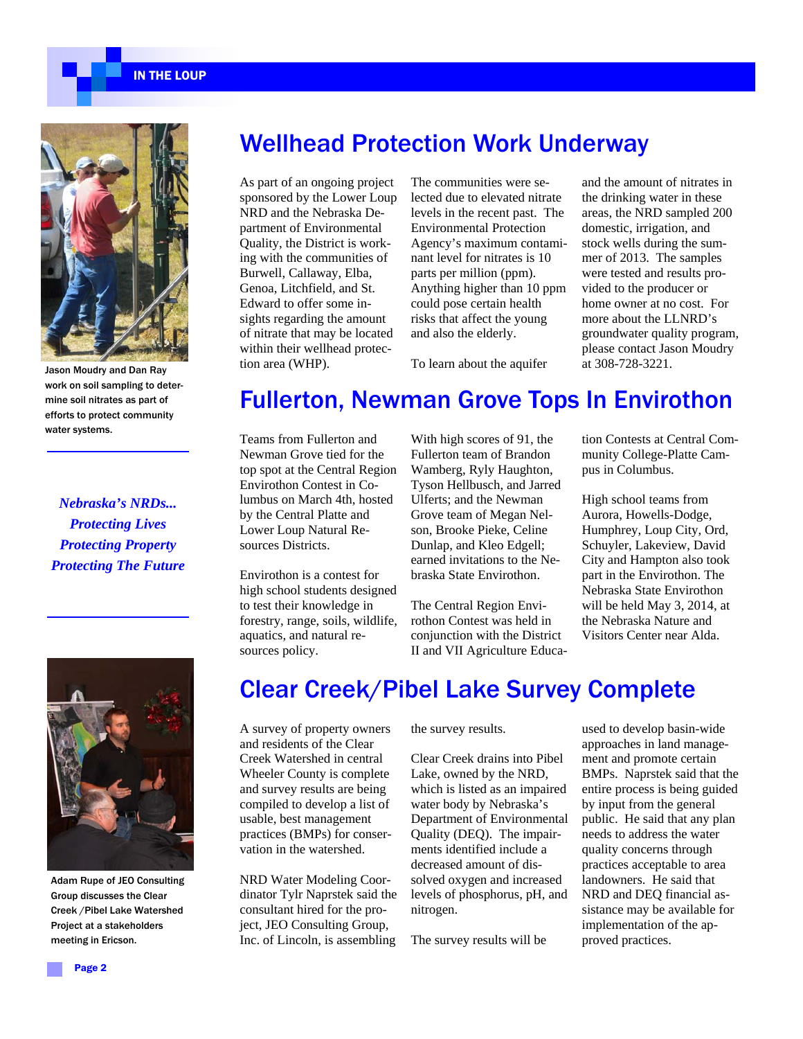## Wellhead Protection Work Underway

As part of an ongoing project sponsored by the Lower Loup NRD and the Nebraska Department of Environmental Quality, the District is working with the communities of Burwell, Callaway, Elba, Genoa, Litchfield, and St. Edward to offer some insights regarding the amount of nitrate that may be located within their wellhead protection area (WHP).

The communities were selected due to elevated nitrate levels in the recent past. The Environmental Protection Agency's maximum contaminant level for nitrates is 10 parts per million (ppm). Anything higher than 10 ppm could pose certain health risks that affect the young and also the elderly.

To learn about the aquifer and the amount of nitrates in the drinking water in these areas, the NRD sampled 200 domestic, irrigation, and stock wells during the summer of 2013. The samples were tested and results provided to the producer or home owner at no cost. For more about the LLNRD's groundwater quality program, please contact Jason Moudry at 308-728-3221.

Jason Moudry and Dan Ray work on soil sampling to determine soil nitrates as part of efforts to protect community water systems.

*Nebraska's NRDs...*
*Protecting Lives*
*Protecting Property*
*Protecting The Future*

## Fullerton, Newman Grove Tops In Envirothon

Teams from Fullerton and Newman Grove tied for the top spot at the Central Region Envirothon Contest in Columbus on March 4th, hosted by the Central Platte and Lower Loup Natural Resources Districts.

Envirothon is a contest for high school students designed to test their knowledge in forestry, range, soils, wildlife, aquatics, and natural resources policy.

With high scores of 91, the Fullerton team of Brandon Wamberg, Ryly Haughton, Tyson Hellbusch, and Jarred Ulferts; and the Newman Grove team of Megan Nelson, Brooke Pieke, Celine Dunlap, and Kleo Edgell; earned invitations to the Nebraska State Envirothon.

The Central Region Envirothon Contest was held in conjunction with the District II and VII Agriculture Education Contests at Central Community College-Platte Campus in Columbus.

High school teams from Aurora, Howells-Dodge, Humphrey, Loup City, Ord, Schuyler, Lakeview, David City and Hampton also took part in the Envirothon. The Nebraska State Envirothon will be held May 3, 2014, at the Nebraska Nature and Visitors Center near Alda.

## Clear Creek/Pibel Lake Survey Complete

A survey of property owners and residents of the Clear Creek Watershed in central Wheeler County is complete and survey results are being compiled to develop a list of usable, best management practices (BMPs) for conservation in the watershed.

NRD Water Modeling Coordinator Tylr Naprstek said the consultant hired for the project, JEO Consulting Group, Inc. of Lincoln, is assembling the survey results.

Clear Creek drains into Pibel Lake, owned by the NRD, which is listed as an impaired water body by Nebraska's Department of Environmental Quality (DEQ). The impairments identified include a decreased amount of dissolved oxygen and increased levels of phosphorus, pH, and nitrogen.

The survey results will be used to develop basin-wide approaches in land management and promote certain BMPs. Naprstek said that the entire process is being guided by input from the general public. He said that any plan needs to address the water quality concerns through practices acceptable to area landowners. He said that NRD and DEQ financial assistance may be available for implementation of the approved practices.

Adam Rupe of JEO Consulting Group discusses the Clear Creek /Pibel Lake Watershed Project at a stakeholders meeting in Ericson.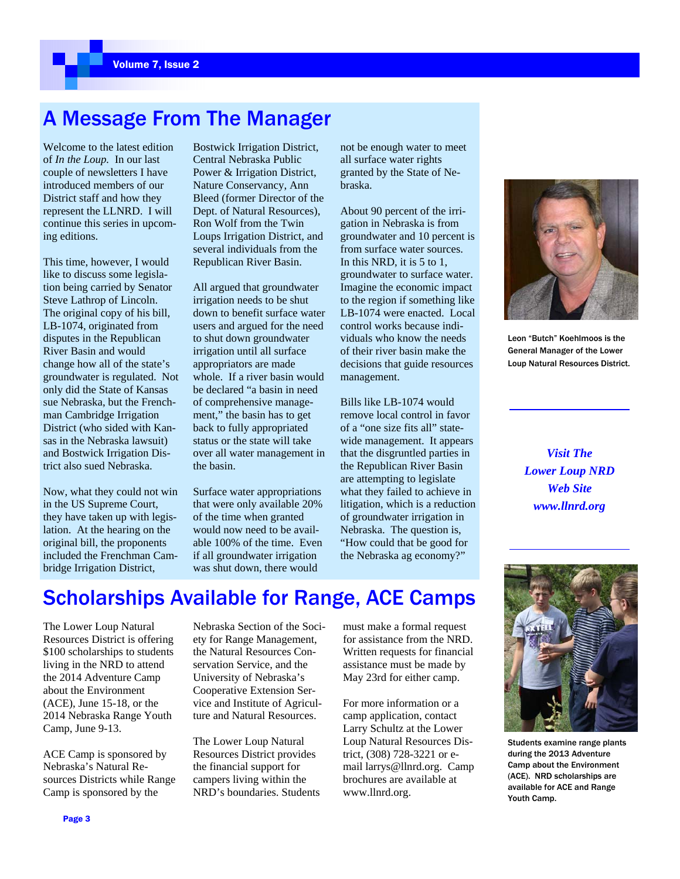# A Message From The Manager

Welcome to the latest edition of *In the Loup.* In our last couple of newsletters I have introduced members of our District staff and how they represent the LLNRD. I will continue this series in upcoming editions.

This time, however, I would like to discuss some legislation being carried by Senator Steve Lathrop of Lincoln. The original copy of his bill, LB-1074, originated from disputes in the Republican River Basin and would change how all of the state's groundwater is regulated. Not only did the State of Kansas sue Nebraska, but the Frenchman Cambridge Irrigation District (who sided with Kansas in the Nebraska lawsuit) and Bostwick Irrigation District also sued Nebraska.

Now, what they could not win in the US Supreme Court, they have taken up with legislation. At the hearing on the original bill, the proponents included the Frenchman Cambridge Irrigation District, Bostwick Irrigation District, Central Nebraska Public Power & Irrigation District, Nature Conservancy, Ann Bleed (former Director of the Dept. of Natural Resources), Ron Wolf from the Twin Loups Irrigation District, and several individuals from the Republican River Basin.

All argued that groundwater irrigation needs to be shut down to benefit surface water users and argued for the need to shut down groundwater irrigation until all surface appropriators are made whole. If a river basin would be declared "a basin in need of comprehensive management," the basin has to get back to fully appropriated status or the state will take over all water management in the basin.

Surface water appropriations that were only available 20% of the time when granted would now need to be available 100% of the time. Even if all groundwater irrigation was shut down, there would not be enough water to meet all surface water rights granted by the State of Nebraska.

About 90 percent of the irrigation in Nebraska is from groundwater and 10 percent is from surface water sources. In this NRD, it is 5 to 1, groundwater to surface water. Imagine the economic impact to the region if something like LB-1074 were enacted. Local control works because individuals who know the needs of their river basin make the decisions that guide resources management.

Bills like LB-1074 would remove local control in favor of a "one size fits all" statewide management. It appears that the disgruntled parties in the Republican River Basin are attempting to legislate what they failed to achieve in litigation, which is a reduction of groundwater irrigation in Nebraska. The question is, "How could that be good for the Nebraska ag economy?"

Leon "Butch" Koehlmoos is the General Manager of the Lower Loup Natural Resources District.

***Visit The Lower Loup NRD Web Site www.llnrd.org***

# Scholarships Available for Range, ACE Camps

The Lower Loup Natural Resources District is offering $100 scholarships to students living in the NRD to attend the 2014 Adventure Camp about the Environment (ACE), June 15-18, or the 2014 Nebraska Range Youth Camp, June 9-13.

ACE Camp is sponsored by Nebraska's Natural Resources Districts while Range Camp is sponsored by the Nebraska Section of the Society for Range Management, the Natural Resources Conservation Service, and the University of Nebraska's Cooperative Extension Service and Institute of Agriculture and Natural Resources.

The Lower Loup Natural Resources District provides the financial support for campers living within the NRD's boundaries. Students must make a formal request for assistance from the NRD. Written requests for financial assistance must be made by May 23rd for either camp.

For more information or a camp application, contact Larry Schultz at the Lower Loup Natural Resources District, (308) 728-3221 or e-mail larrys@llnrd.org. Camp brochures are available at www.llnrd.org.

Students examine range plants during the 2013 Adventure Camp about the Environment (ACE). NRD scholarships are available for ACE and Range Youth Camp.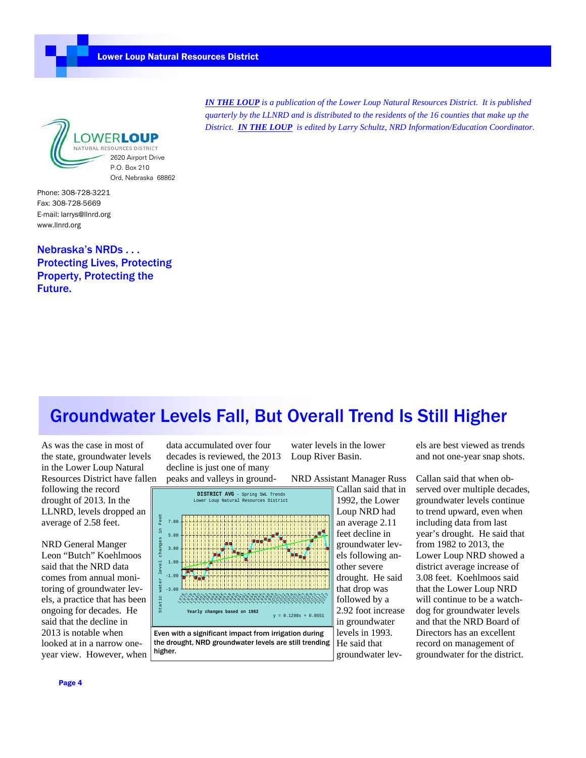Lower Loup Natural Resources District

LOWERLOUP
NATURAL RESOURCES DISTRICT

2620 Airport Drive
P.O. Box 210
Ord, Nebraska 68862

Phone: 308-728-3221
Fax: 308-728-5669
E-mail: larrys@llnrd.org
www.llnrd.org

**Nebraska's NRDs . . . Protecting Lives, Protecting Property, Protecting the Future.**

*__IN THE LOUP__ is a publication of the Lower Loup Natural Resources District. It is published quarterly by the LLNRD and is distributed to the residents of the 16 counties that make up the District. __IN THE LOUP__ is edited by Larry Schultz, NRD Information/Education Coordinator.*

# Groundwater Levels Fall, But Overall Trend Is Still Higher

As was the case in most of the state, groundwater levels in the Lower Loup Natural Resources District have fallen following the record drought of 2013. In the LLNRD, levels dropped an average of 2.58 feet.

NRD General Manger Leon "Butch" Koehlmoos said that the NRD data comes from annual monitoring of groundwater levels, a practice that has been ongoing for decades. He said that the decline in 2013 is notable when looked at in a narrow one-year view. However, when data accumulated over four decades is reviewed, the 2013 decline is just one of many peaks and valleys in groundwater levels in the lower Loup River Basin.

DISTRICT AVG - Spring SWL Trends
Lower Loup Natural Resources District

Static water level changes in Feet

7.00
5.00
3.00
1.00
-1.00
-3.00

Yearly changes based on 1982

y = 0.1298x + 0.0551

Even with a significant impact from irrigation during the drought, NRD groundwater levels are still trending higher.

NRD Assistant Manager Russ Callan said that in 1992, the Lower Loup NRD had an average 2.11 feet decline in groundwater levels following another severe drought. He said that drop was followed by a 2.92 foot increase in groundwater levels in 1993. He said that groundwater levels are best viewed as trends and not one-year snap shots.

Callan said that when observed over multiple decades, groundwater levels continue to trend upward, even when including data from last year's drought. He said that from 1982 to 2013, the Lower Loup NRD showed a district average increase of 3.08 feet. Koehlmoos said that the Lower Loup NRD will continue to be a watchdog for groundwater levels and that the NRD Board of Directors has an excellent record on management of groundwater for the district.